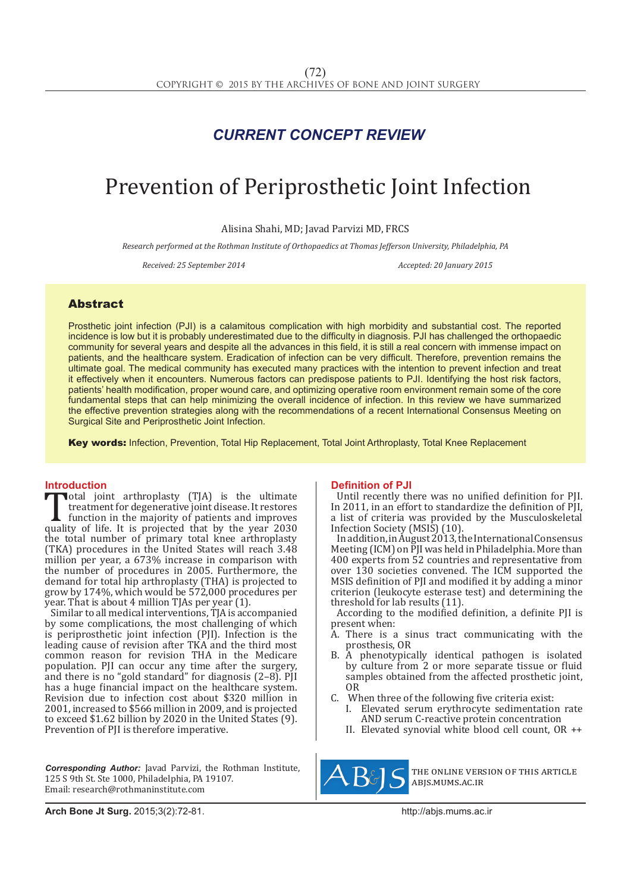*CURRENT CONCEPT REVIEW*

# Prevention of Periprosthetic Joint Infection

Alisina Shahi, MD; Javad Parvizi MD, FRCS

*Research performed at the Rothman Institute of Orthopaedics at Thomas Jefferson University, Philadelphia, PA*

*Received: 25 September 2014* *Accepted: 20 January 2015*

## Abstract

Prosthetic joint infection (PJI) is a calamitous complication with high morbidity and substantial cost. The reported incidence is low but it is probably underestimated due to the difficulty in diagnosis. PJI has challenged the orthopaedic community for several years and despite all the advances in this field, it is still a real concern with immense impact on patients, and the healthcare system. Eradication of infection can be very difficult. Therefore, prevention remains the ultimate goal. The medical community has executed many practices with the intention to prevent infection and treat it effectively when it encounters. Numerous factors can predispose patients to PJI. Identifying the host risk factors, patients' health modification, proper wound care, and optimizing operative room environment remain some of the core fundamental steps that can help minimizing the overall incidence of infection. In this review we have summarized the effective prevention strategies along with the recommendations of a recent International Consensus Meeting on Surgical Site and Periprosthetic Joint Infection.

**Key words:** Infection, Prevention, Total Hip Replacement, Total Joint Arthroplasty, Total Knee Replacement

## Introduction

Total joint arthroplasty (TJA) is the ultimate treatment for degenerative joint disease. It restores function in the majority of patients and improves quality of life. It is projected that by the year 2030 the total number of primary total knee arthroplasty (TKA) procedures in the United States will reach 3.48 million per year, a 673% increase in comparison with the number of procedures in 2005. Furthermore, the demand for total hip arthroplasty (THA) is projected to grow by 174%, which would be 572,000 procedures per year. That is about 4 million TJAs per year (1).

Similar to all medical interventions, TJA is accompanied by some complications, the most challenging of which is periprosthetic joint infection (PJI). Infection is the leading cause of revision after TKA and the third most common reason for revision THA in the Medicare population. PJI can occur any time after the surgery, and there is no "gold standard" for diagnosis (2–8). PJI has a huge financial impact on the healthcare system. Revision due to infection cost about $320 million in 2001, increased to $566 million in 2009, and is projected to exceed $1.62 billion by 2020 in the United States (9). Prevention of PJI is therefore imperative.

## Definition of PJI

Until recently there was no unified definition for PJI. In 2011, in an effort to standardize the definition of PJI, a list of criteria was provided by the Musculoskeletal Infection Society (MSIS) (10).

In addition, in August 2013, the International Consensus Meeting (ICM) on PJI was held in Philadelphia. More than 400 experts from 52 countries and representative from over 130 societies convened. The ICM supported the MSIS definition of PJI and modified it by adding a minor criterion (leukocyte esterase test) and determining the threshold for lab results (11).

According to the modified definition, a definite PJI is present when:

A. There is a sinus tract communicating with the prosthesis, OR
B. A phenotypically identical pathogen is isolated by culture from 2 or more separate tissue or fluid samples obtained from the affected prosthetic joint, OR
C. When three of the following five criteria exist:
   I. Elevated serum erythrocyte sedimentation rate AND serum C-reactive protein concentration
   II. Elevated synovial white blood cell count, OR ++

*Corresponding Author:* Javad Parvizi, the Rothman Institute, 125 S 9th St. Ste 1000, Philadelphia, PA 19107.
Email: research@rothmaninstitute.com

THE ONLINE VERSION OF THIS ARTICLE ABJS.MUMS.AC.IR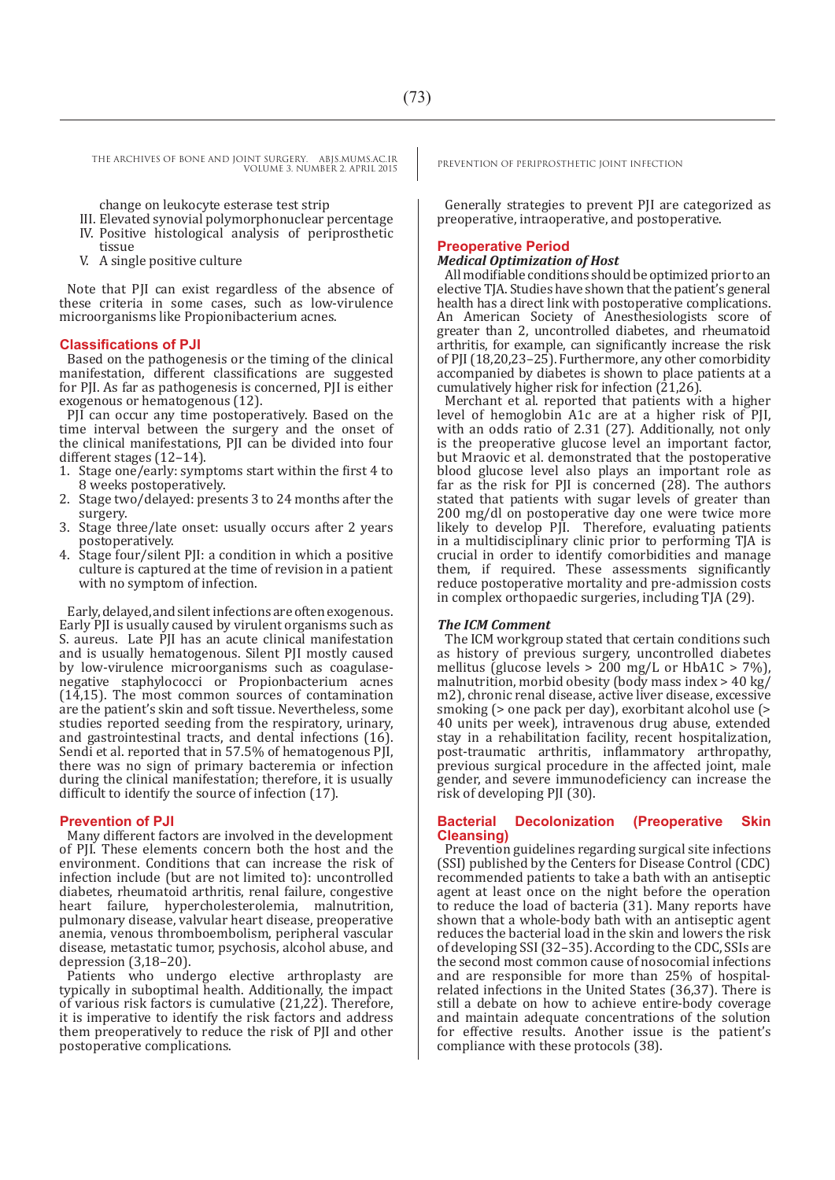change on leukocyte esterase test strip

III. Elevated synovial polymorphonuclear percentage
IV. Positive histological analysis of periprosthetic tissue
V. A single positive culture

Note that PJI can exist regardless of the absence of these criteria in some cases, such as low-virulence microorganisms like Propionibacterium acnes.

## Classifications of PJI

Based on the pathogenesis or the timing of the clinical manifestation, different classifications are suggested for PJI. As far as pathogenesis is concerned, PJI is either exogenous or hematogenous (12).

PJI can occur any time postoperatively. Based on the time interval between the surgery and the onset of the clinical manifestations, PJI can be divided into four different stages (12–14).

1. Stage one/early: symptoms start within the first 4 to 8 weeks postoperatively.
2. Stage two/delayed: presents 3 to 24 months after the surgery.
3. Stage three/late onset: usually occurs after 2 years postoperatively.
4. Stage four/silent PJI: a condition in which a positive culture is captured at the time of revision in a patient with no symptom of infection.

Early, delayed, and silent infections are often exogenous. Early PJI is usually caused by virulent organisms such as S. aureus. Late PJI has an acute clinical manifestation and is usually hematogenous. Silent PJI mostly caused by low-virulence microorganisms such as coagulase-negative staphylococci or Propionibacterium acnes (14,15). The most common sources of contamination are the patient's skin and soft tissue. Nevertheless, some studies reported seeding from the respiratory, urinary, and gastrointestinal tracts, and dental infections (16). Sendi et al. reported that in 57.5% of hematogenous PJI, there was no sign of primary bacteremia or infection during the clinical manifestation; therefore, it is usually difficult to identify the source of infection (17).

## Prevention of PJI

Many different factors are involved in the development of PJI. These elements concern both the host and the environment. Conditions that can increase the risk of infection include (but are not limited to): uncontrolled diabetes, rheumatoid arthritis, renal failure, congestive heart failure, hypercholesterolemia, malnutrition, pulmonary disease, valvular heart disease, preoperative anemia, venous thromboembolism, peripheral vascular disease, metastatic tumor, psychosis, alcohol abuse, and depression (3,18–20).

Patients who undergo elective arthroplasty are typically in suboptimal health. Additionally, the impact of various risk factors is cumulative (21,22). Therefore, it is imperative to identify the risk factors and address them preoperatively to reduce the risk of PJI and other postoperative complications.

Generally strategies to prevent PJI are categorized as preoperative, intraoperative, and postoperative.

## Preoperative Period

### *Medical Optimization of Host*

All modifiable conditions should be optimized prior to an elective TJA. Studies have shown that the patient's general health has a direct link with postoperative complications. An American Society of Anesthesiologists score of greater than 2, uncontrolled diabetes, and rheumatoid arthritis, for example, can significantly increase the risk of PJI (18,20,23–25). Furthermore, any other comorbidity accompanied by diabetes is shown to place patients at a cumulatively higher risk for infection (21,26).

Merchant et al. reported that patients with a higher level of hemoglobin A1c are at a higher risk of PJI, with an odds ratio of 2.31 (27). Additionally, not only is the preoperative glucose level an important factor, but Mraovic et al. demonstrated that the postoperative blood glucose level also plays an important role as far as the risk for PJI is concerned (28). The authors stated that patients with sugar levels of greater than 200 mg/dl on postoperative day one were twice more likely to develop PJI. Therefore, evaluating patients in a multidisciplinary clinic prior to performing TJA is crucial in order to identify comorbidities and manage them, if required. These assessments significantly reduce postoperative mortality and pre-admission costs in complex orthopaedic surgeries, including TJA (29).

### *The ICM Comment*

The ICM workgroup stated that certain conditions such as history of previous surgery, uncontrolled diabetes mellitus (glucose levels > 200 mg/L or HbA1C > 7%), malnutrition, morbid obesity (body mass index > 40 kg/m2), chronic renal disease, active liver disease, excessive smoking (> one pack per day), exorbitant alcohol use (> 40 units per week), intravenous drug abuse, extended stay in a rehabilitation facility, recent hospitalization, post-traumatic arthritis, inflammatory arthropathy, previous surgical procedure in the affected joint, male gender, and severe immunodeficiency can increase the risk of developing PJI (30).

## Bacterial Decolonization (Preoperative Skin Cleansing)

Prevention guidelines regarding surgical site infections (SSI) published by the Centers for Disease Control (CDC) recommended patients to take a bath with an antiseptic agent at least once on the night before the operation to reduce the load of bacteria (31). Many reports have shown that a whole-body bath with an antiseptic agent reduces the bacterial load in the skin and lowers the risk of developing SSI (32–35). According to the CDC, SSIs are the second most common cause of nosocomial infections and are responsible for more than 25% of hospital-related infections in the United States (36,37). There is still a debate on how to achieve entire-body coverage and maintain adequate concentrations of the solution for effective results. Another issue is the patient's compliance with these protocols (38).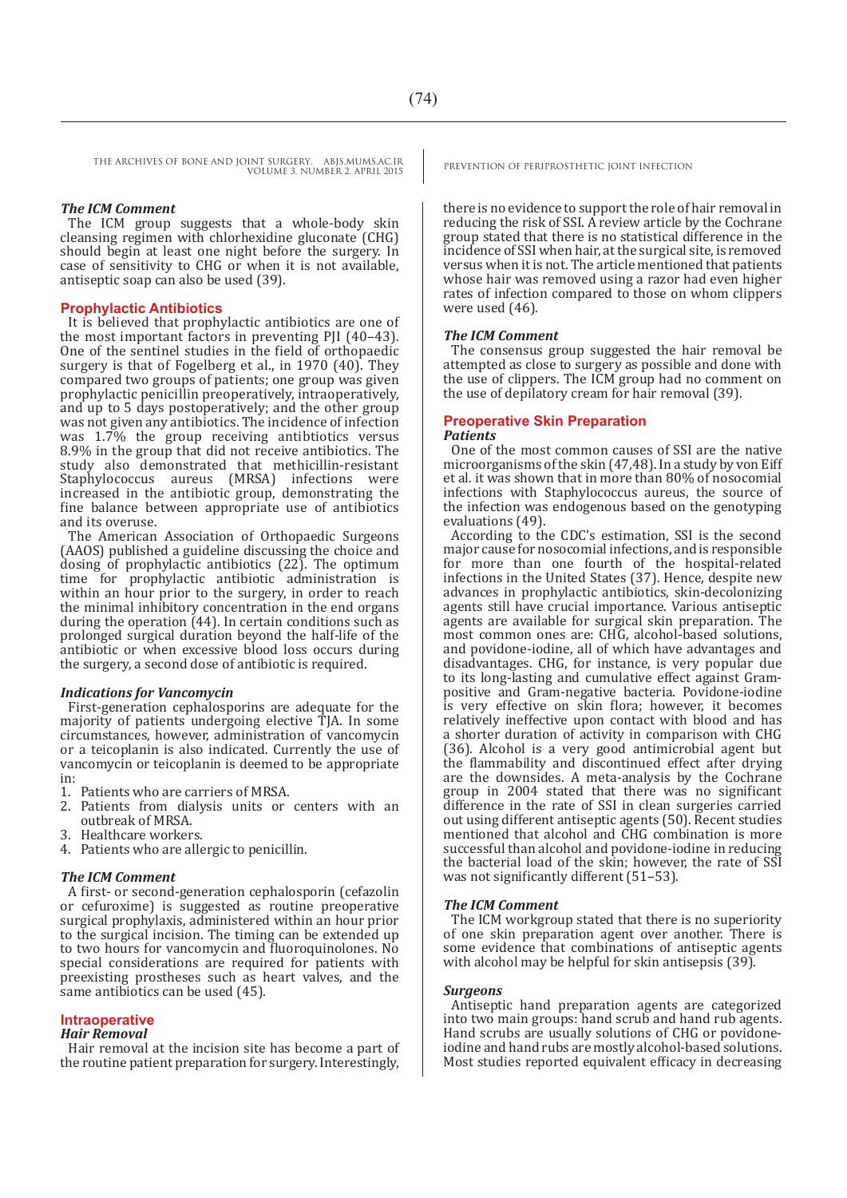### *The ICM Comment*

The ICM group suggests that a whole-body skin cleansing regimen with chlorhexidine gluconate (CHG) should begin at least one night before the surgery. In case of sensitivity to CHG or when it is not available, antiseptic soap can also be used (39).

## Prophylactic Antibiotics

It is believed that prophylactic antibiotics are one of the most important factors in preventing PJI (40–43). One of the sentinel studies in the field of orthopaedic surgery is that of Fogelberg et al., in 1970 (40). They compared two groups of patients; one group was given prophylactic penicillin preoperatively, intraoperatively, and up to 5 days postoperatively; and the other group was not given any antibiotics. The incidence of infection was 1.7% the group receiving antibtiotics versus 8.9% in the group that did not receive antibiotics. The study also demonstrated that methicillin-resistant Staphylococcus aureus (MRSA) infections were increased in the antibiotic group, demonstrating the fine balance between appropriate use of antibiotics and its overuse.

The American Association of Orthopaedic Surgeons (AAOS) published a guideline discussing the choice and dosing of prophylactic antibiotics (22). The optimum time for prophylactic antibiotic administration is within an hour prior to the surgery, in order to reach the minimal inhibitory concentration in the end organs during the operation (44). In certain conditions such as prolonged surgical duration beyond the half-life of the antibiotic or when excessive blood loss occurs during the surgery, a second dose of antibiotic is required.

### *Indications for Vancomycin*

First-generation cephalosporins are adequate for the majority of patients undergoing elective TJA. In some circumstances, however, administration of vancomycin or a teicoplanin is also indicated. Currently the use of vancomycin or teicoplanin is deemed to be appropriate in:

1. Patients who are carriers of MRSA.
2. Patients from dialysis units or centers with an outbreak of MRSA.
3. Healthcare workers.
4. Patients who are allergic to penicillin.

### *The ICM Comment*

A first- or second-generation cephalosporin (cefazolin or cefuroxime) is suggested as routine preoperative surgical prophylaxis, administered within an hour prior to the incision. The timing can be extended up to two hours for vancomycin and fluoroquinolones. No special considerations are required for patients with preexisting prostheses such as heart valves, and the same antibiotics can be used (45).

## Intraoperative

### *Hair Removal*

Hair removal at the incision site has become a part of the routine patient preparation for surgery. Interestingly, there is no evidence to support the role of hair removal in reducing the risk of SSI. A review article by the Cochrane group stated that there is no statistical difference in the incidence of SSI when hair, at the surgical site, is removed versus when it is not. The article mentioned that patients whose hair was removed using a razor had even higher rates of infection compared to those on whom clippers were used (46).

### *The ICM Comment*

The consensus group suggested the hair removal be attempted as close to surgery as possible and done with the use of clippers. The ICM group had no comment on the use of depilatory cream for hair removal (39).

## Preoperative Skin Preparation

### *Patients*

One of the most common causes of SSI are the native microorganisms of the skin (47,48). In a study by von Eiff et al. it was shown that in more than 80% of nosocomial infections with Staphylococcus aureus, the source of the infection was endogenous based on the genotyping evaluations (49).

According to the CDC's estimation, SSI is the second major cause for nosocomial infections, and is responsible for more than one fourth of the hospital-related infections in the United States (37). Hence, despite new advances in prophylactic antibiotics, skin-decolonizing agents still have crucial importance. Various antiseptic agents are available for surgical skin preparation. The most common ones are: CHG, alcohol-based solutions, and povidone-iodine, all of which have advantages and disadvantages. CHG, for instance, is very popular due to its long-lasting and cumulative effect against Gram-positive and Gram-negative bacteria. Povidone-iodine is very effective on skin flora; however, it becomes relatively ineffective upon contact with blood and has a shorter duration of activity in comparison with CHG (36). Alcohol is a very good antimicrobial agent but the flammability and discontinued effect after drying are the downsides. A meta-analysis by the Cochrane group in 2004 stated that there was no significant difference in the rate of SSI in clean surgeries carried out using different antiseptic agents (50). Recent studies mentioned that alcohol and CHG combination is more successful than alcohol and povidone-iodine in reducing the bacterial load of the skin; however, the rate of SSI was not significantly different (51–53).

### *The ICM Comment*

The ICM workgroup stated that there is no superiority of one skin preparation agent over another. There is some evidence that combinations of antiseptic agents with alcohol may be helpful for skin antisepsis (39).

### *Surgeons*

Antiseptic hand preparation agents are categorized into two main groups: hand scrub and hand rub agents. Hand scrubs are usually solutions of CHG or povidone-iodine and hand rubs are mostly alcohol-based solutions. Most studies reported equivalent efficacy in decreasing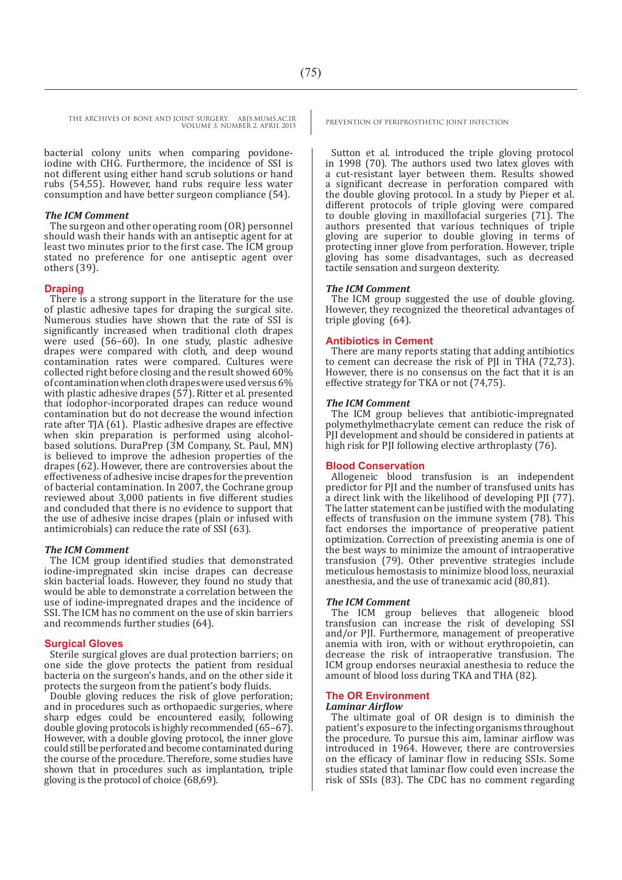bacterial colony units when comparing povidone-iodine with CHG. Furthermore, the incidence of SSI is not different using either hand scrub solutions or hand rubs (54,55). However, hand rubs require less water consumption and have better surgeon compliance (54).

***The ICM Comment***

The surgeon and other operating room (OR) personnel should wash their hands with an antiseptic agent for at least two minutes prior to the first case. The ICM group stated no preference for one antiseptic agent over others (39).

## Draping

There is a strong support in the literature for the use of plastic adhesive tapes for draping the surgical site. Numerous studies have shown that the rate of SSI is significantly increased when traditional cloth drapes were used (56–60). In one study, plastic adhesive drapes were compared with cloth, and deep wound contamination rates were compared. Cultures were collected right before closing and the result showed 60% of contamination when cloth drapes were used versus 6% with plastic adhesive drapes (57). Ritter et al. presented that iodophor-incorporated drapes can reduce wound contamination but do not decrease the wound infection rate after TJA (61). Plastic adhesive drapes are effective when skin preparation is performed using alcohol-based solutions. DuraPrep (3M Company, St. Paul, MN) is believed to improve the adhesion properties of the drapes (62). However, there are controversies about the effectiveness of adhesive incise drapes for the prevention of bacterial contamination. In 2007, the Cochrane group reviewed about 3,000 patients in five different studies and concluded that there is no evidence to support that the use of adhesive incise drapes (plain or infused with antimicrobials) can reduce the rate of SSI (63).

***The ICM Comment***

The ICM group identified studies that demonstrated iodine-impregnated skin incise drapes can decrease skin bacterial loads. However, they found no study that would be able to demonstrate a correlation between the use of iodine-impregnated drapes and the incidence of SSI. The ICM has no comment on the use of skin barriers and recommends further studies (64).

## Surgical Gloves

Sterile surgical gloves are dual protection barriers; on one side the glove protects the patient from residual bacteria on the surgeon's hands, and on the other side it protects the surgeon from the patient's body fluids.

Double gloving reduces the risk of glove perforation; and in procedures such as orthopaedic surgeries, where sharp edges could be encountered easily, following double gloving protocols is highly recommended (65–67). However, with a double gloving protocol, the inner glove could still be perforated and become contaminated during the course of the procedure. Therefore, some studies have shown that in procedures such as implantation, triple gloving is the protocol of choice (68,69).

Sutton et al. introduced the triple gloving protocol in 1998 (70). The authors used two latex gloves with a cut-resistant layer between them. Results showed a significant decrease in perforation compared with the double gloving protocol. In a study by Pieper et al. different protocols of triple gloving were compared to double gloving in maxillofacial surgeries (71). The authors presented that various techniques of triple gloving are superior to double gloving in terms of protecting inner glove from perforation. However, triple gloving has some disadvantages, such as decreased tactile sensation and surgeon dexterity.

***The ICM Comment***

The ICM group suggested the use of double gloving. However, they recognized the theoretical advantages of triple gloving (64).

## Antibiotics in Cement

There are many reports stating that adding antibiotics to cement can decrease the risk of PJI in THA (72,73). However, there is no consensus on the fact that it is an effective strategy for TKA or not (74,75).

***The ICM Comment***

The ICM group believes that antibiotic-impregnated polymethylmethacrylate cement can reduce the risk of PJI development and should be considered in patients at high risk for PJI following elective arthroplasty (76).

## Blood Conservation

Allogeneic blood transfusion is an independent predictor for PJI and the number of transfused units has a direct link with the likelihood of developing PJI (77). The latter statement can be justified with the modulating effects of transfusion on the immune system (78). This fact endorses the importance of preoperative patient optimization. Correction of preexisting anemia is one of the best ways to minimize the amount of intraoperative transfusion (79). Other preventive strategies include meticulous hemostasis to minimize blood loss, neuraxial anesthesia, and the use of tranexamic acid (80,81).

***The ICM Comment***

The ICM group believes that allogeneic blood transfusion can increase the risk of developing SSI and/or PJI. Furthermore, management of preoperative anemia with iron, with or without erythropoietin, can decrease the risk of intraoperative transfusion. The ICM group endorses neuraxial anesthesia to reduce the amount of blood loss during TKA and THA (82).

## The OR Environment

***Laminar Airflow***

The ultimate goal of OR design is to diminish the patient's exposure to the infecting organisms throughout the procedure. To pursue this aim, laminar airflow was introduced in 1964. However, there are controversies on the efficacy of laminar flow in reducing SSIs. Some studies stated that laminar flow could even increase the risk of SSIs (83). The CDC has no comment regarding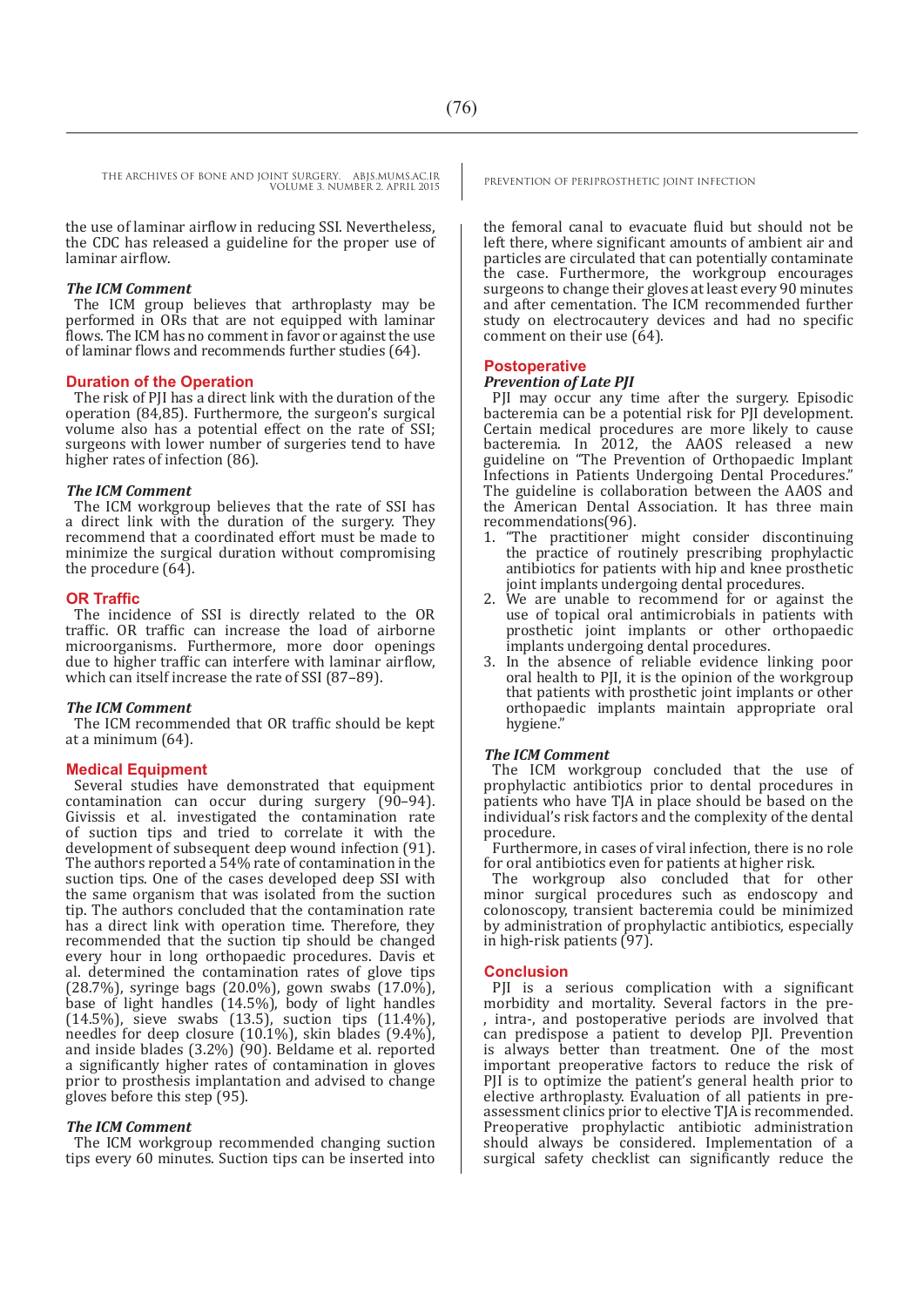the use of laminar airflow in reducing SSI. Nevertheless, the CDC has released a guideline for the proper use of laminar airflow.

***The ICM Comment***

The ICM group believes that arthroplasty may be performed in ORs that are not equipped with laminar flows. The ICM has no comment in favor or against the use of laminar flows and recommends further studies (64).

## Duration of the Operation

The risk of PJI has a direct link with the duration of the operation (84,85). Furthermore, the surgeon's surgical volume also has a potential effect on the rate of SSI; surgeons with lower number of surgeries tend to have higher rates of infection (86).

***The ICM Comment***

The ICM workgroup believes that the rate of SSI has a direct link with the duration of the surgery. They recommend that a coordinated effort must be made to minimize the surgical duration without compromising the procedure (64).

## OR Traffic

The incidence of SSI is directly related to the OR traffic. OR traffic can increase the load of airborne microorganisms. Furthermore, more door openings due to higher traffic can interfere with laminar airflow, which can itself increase the rate of SSI (87–89).

***The ICM Comment***

The ICM recommended that OR traffic should be kept at a minimum (64).

## Medical Equipment

Several studies have demonstrated that equipment contamination can occur during surgery (90–94). Givissis et al. investigated the contamination rate of suction tips and tried to correlate it with the development of subsequent deep wound infection (91). The authors reported a 54% rate of contamination in the suction tips. One of the cases developed deep SSI with the same organism that was isolated from the suction tip. The authors concluded that the contamination rate has a direct link with operation time. Therefore, they recommended that the suction tip should be changed every hour in long orthopaedic procedures. Davis et al. determined the contamination rates of glove tips (28.7%), syringe bags (20.0%), gown swabs (17.0%), base of light handles (14.5%), body of light handles (14.5%), sieve swabs (13.5), suction tips (11.4%), needles for deep closure (10.1%), skin blades (9.4%), and inside blades (3.2%) (90). Beldame et al. reported a significantly higher rates of contamination in gloves prior to prosthesis implantation and advised to change gloves before this step (95).

***The ICM Comment***

The ICM workgroup recommended changing suction tips every 60 minutes. Suction tips can be inserted into the femoral canal to evacuate fluid but should not be left there, where significant amounts of ambient air and particles are circulated that can potentially contaminate the case. Furthermore, the workgroup encourages surgeons to change their gloves at least every 90 minutes and after cementation. The ICM recommended further study on electrocautery devices and had no specific comment on their use (64).

## Postoperative

***Prevention of Late PJI***

PJI may occur any time after the surgery. Episodic bacteremia can be a potential risk for PJI development. Certain medical procedures are more likely to cause bacteremia. In 2012, the AAOS released a new guideline on "The Prevention of Orthopaedic Implant Infections in Patients Undergoing Dental Procedures." The guideline is collaboration between the AAOS and the American Dental Association. It has three main recommendations(96).

1. "The practitioner might consider discontinuing the practice of routinely prescribing prophylactic antibiotics for patients with hip and knee prosthetic joint implants undergoing dental procedures.
2. We are unable to recommend for or against the use of topical oral antimicrobials in patients with prosthetic joint implants or other orthopaedic implants undergoing dental procedures.
3. In the absence of reliable evidence linking poor oral health to PJI, it is the opinion of the workgroup that patients with prosthetic joint implants or other orthopaedic implants maintain appropriate oral hygiene."

***The ICM Comment***

The ICM workgroup concluded that the use of prophylactic antibiotics prior to dental procedures in patients who have TJA in place should be based on the individual's risk factors and the complexity of the dental procedure.

Furthermore, in cases of viral infection, there is no role for oral antibiotics even for patients at higher risk.

The workgroup also concluded that for other minor surgical procedures such as endoscopy and colonoscopy, transient bacteremia could be minimized by administration of prophylactic antibiotics, especially in high-risk patients (97).

## Conclusion

PJI is a serious complication with a significant morbidity and mortality. Several factors in the pre-, intra-, and postoperative periods are involved that can predispose a patient to develop PJI. Prevention is always better than treatment. One of the most important preoperative factors to reduce the risk of PJI is to optimize the patient's general health prior to elective arthroplasty. Evaluation of all patients in pre-assessment clinics prior to elective TJA is recommended. Preoperative prophylactic antibiotic administration should always be considered. Implementation of a surgical safety checklist can significantly reduce the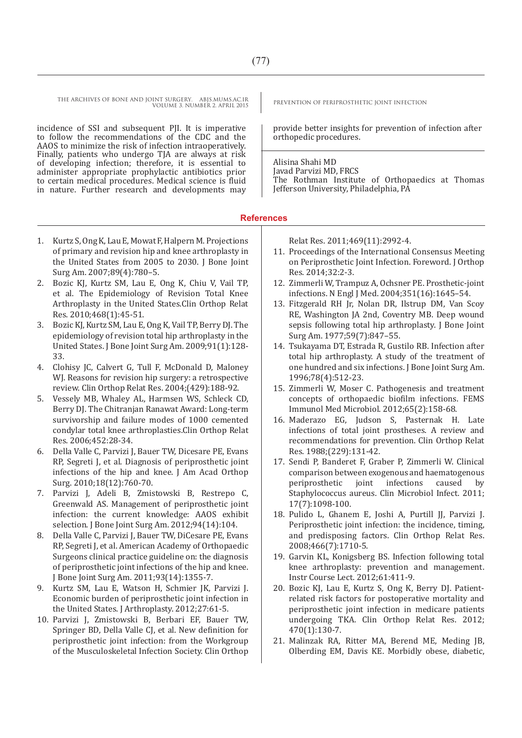incidence of SSI and subsequent PJI. It is imperative to follow the recommendations of the CDC and the AAOS to minimize the risk of infection intraoperatively. Finally, patients who undergo TJA are always at risk of developing infection; therefore, it is essential to administer appropriate prophylactic antibiotics prior to certain medical procedures. Medical science is fluid in nature. Further research and developments may provide better insights for prevention of infection after orthopedic procedures.

Alisina Shahi MD
Javad Parvizi MD, FRCS
The Rothman Institute of Orthopaedics at Thomas Jefferson University, Philadelphia, PA

## References

1. Kurtz S, Ong K, Lau E, Mowat F, Halpern M. Projections of primary and revision hip and knee arthroplasty in the United States from 2005 to 2030. J Bone Joint Surg Am. 2007;89(4):780–5.
2. Bozic KJ, Kurtz SM, Lau E, Ong K, Chiu V, Vail TP, et al. The Epidemiology of Revision Total Knee Arthroplasty in the United States.Clin Orthop Relat Res. 2010;468(1):45-51.
3. Bozic KJ, Kurtz SM, Lau E, Ong K, Vail TP, Berry DJ. The epidemiology of revision total hip arthroplasty in the United States. J Bone Joint Surg Am. 2009;91(1):128-33.
4. Clohisy JC, Calvert G, Tull F, McDonald D, Maloney WJ. Reasons for revision hip surgery: a retrospective review. Clin Orthop Relat Res. 2004;(429):188-92.
5. Vessely MB, Whaley AL, Harmsen WS, Schleck CD, Berry DJ. The Chitranjan Ranawat Award: Long-term survivorship and failure modes of 1000 cemented condylar total knee arthroplasties.Clin Orthop Relat Res. 2006;452:28-34.
6. Della Valle C, Parvizi J, Bauer TW, Dicesare PE, Evans RP, Segreti J, et al. Diagnosis of periprosthetic joint infections of the hip and knee. J Am Acad Orthop Surg. 2010;18(12):760-70.
7. Parvizi J, Adeli B, Zmistowski B, Restrepo C, Greenwald AS. Management of periprosthetic joint infection: the current knowledge: AAOS exhibit selection. J Bone Joint Surg Am. 2012;94(14):104.
8. Della Valle C, Parvizi J, Bauer TW, DiCesare PE, Evans RP, Segreti J, et al. American Academy of Orthopaedic Surgeons clinical practice guideline on: the diagnosis of periprosthetic joint infections of the hip and knee. J Bone Joint Surg Am. 2011;93(14):1355-7.
9. Kurtz SM, Lau E, Watson H, Schmier JK, Parvizi J. Economic burden of periprosthetic joint infection in the United States. J Arthroplasty. 2012;27:61-5.
10. Parvizi J, Zmistowski B, Berbari EF, Bauer TW, Springer BD, Della Valle CJ, et al. New definition for periprosthetic joint infection: from the Workgroup of the Musculoskeletal Infection Society. Clin Orthop Relat Res. 2011;469(11):2992-4.
11. Proceedings of the International Consensus Meeting on Periprosthetic Joint Infection. Foreword. J Orthop Res. 2014;32:2-3.
12. Zimmerli W, Trampuz A, Ochsner PE. Prosthetic-joint infections. N Engl J Med. 2004;351(16):1645–54.
13. Fitzgerald RH Jr, Nolan DR, Ilstrup DM, Van Scoy RE, Washington JA 2nd, Coventry MB. Deep wound sepsis following total hip arthroplasty. J Bone Joint Surg Am. 1977;59(7):847–55.
14. Tsukayama DT, Estrada R, Gustilo RB. Infection after total hip arthroplasty. A study of the treatment of one hundred and six infections. J Bone Joint Surg Am. 1996;78(4):512-23.
15. Zimmerli W, Moser C. Pathogenesis and treatment concepts of orthopaedic biofilm infections. FEMS Immunol Med Microbiol. 2012;65(2):158-68.
16. Maderazo EG, Judson S, Pasternak H. Late infections of total joint prostheses. A review and recommendations for prevention. Clin Orthop Relat Res. 1988;(229):131-42.
17. Sendi P, Banderet F, Graber P, Zimmerli W. Clinical comparison between exogenous and haematogenous periprosthetic joint infections caused by Staphylococcus aureus. Clin Microbiol Infect. 2011; 17(7):1098-100.
18. Pulido L, Ghanem E, Joshi A, Purtill JJ, Parvizi J. Periprosthetic joint infection: the incidence, timing, and predisposing factors. Clin Orthop Relat Res. 2008;466(7):1710-5.
19. Garvin KL, Konigsberg BS. Infection following total knee arthroplasty: prevention and management. Instr Course Lect. 2012;61:411-9.
20. Bozic KJ, Lau E, Kurtz S, Ong K, Berry DJ. Patient-related risk factors for postoperative mortality and periprosthetic joint infection in medicare patients undergoing TKA. Clin Orthop Relat Res. 2012; 470(1):130-7.
21. Malinzak RA, Ritter MA, Berend ME, Meding JB, Olberding EM, Davis KE. Morbidly obese, diabetic,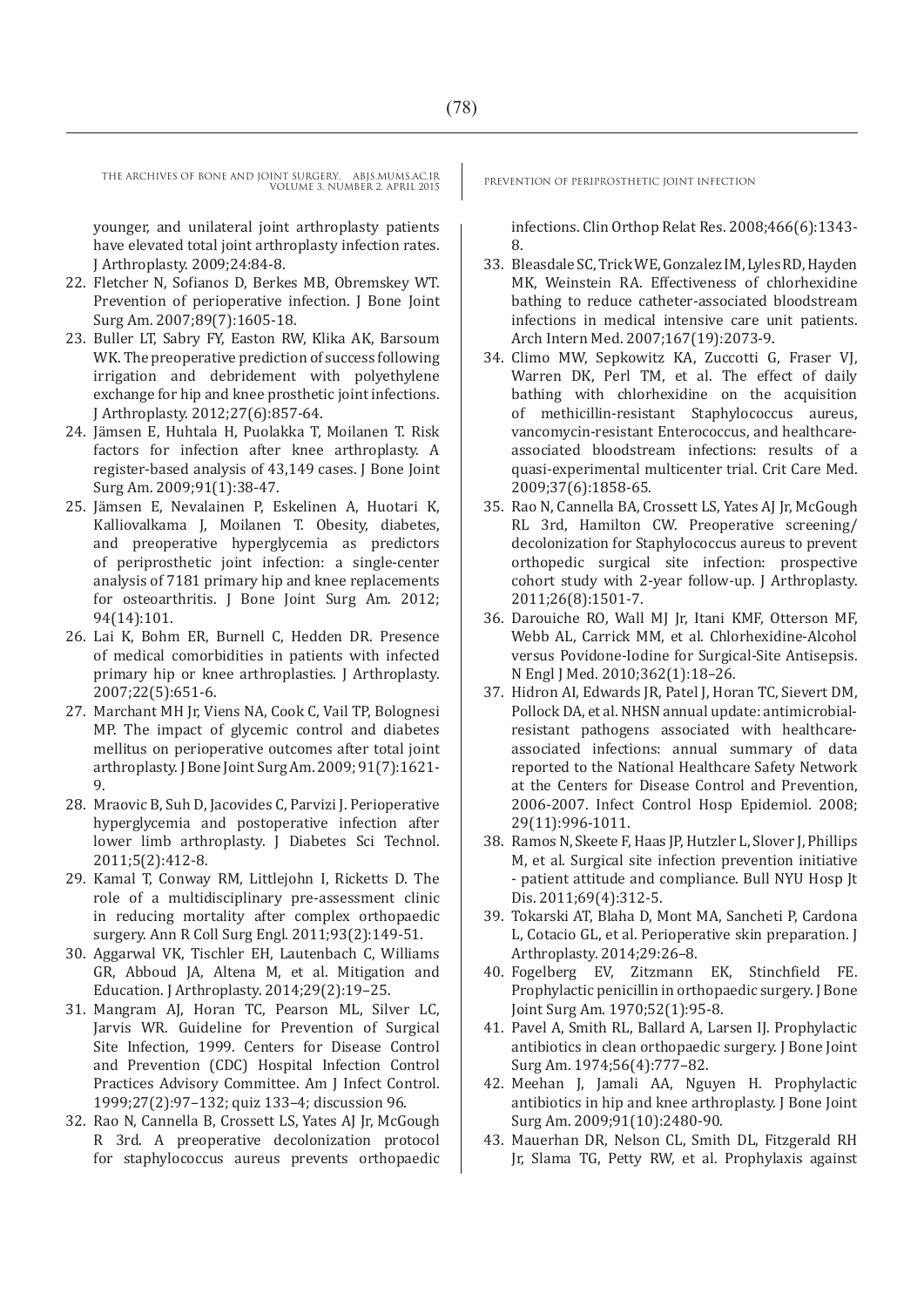younger, and unilateral joint arthroplasty patients have elevated total joint arthroplasty infection rates. J Arthroplasty. 2009;24:84-8.

22. Fletcher N, Sofianos D, Berkes MB, Obremskey WT. Prevention of perioperative infection. J Bone Joint Surg Am. 2007;89(7):1605-18.
23. Buller LT, Sabry FY, Easton RW, Klika AK, Barsoum WK. The preoperative prediction of success following irrigation and debridement with polyethylene exchange for hip and knee prosthetic joint infections. J Arthroplasty. 2012;27(6):857-64.
24. Jämsen E, Huhtala H, Puolakka T, Moilanen T. Risk factors for infection after knee arthroplasty. A register-based analysis of 43,149 cases. J Bone Joint Surg Am. 2009;91(1):38-47.
25. Jämsen E, Nevalainen P, Eskelinen A, Huotari K, Kalliovalkama J, Moilanen T. Obesity, diabetes, and preoperative hyperglycemia as predictors of periprosthetic joint infection: a single-center analysis of 7181 primary hip and knee replacements for osteoarthritis. J Bone Joint Surg Am. 2012; 94(14):101.
26. Lai K, Bohm ER, Burnell C, Hedden DR. Presence of medical comorbidities in patients with infected primary hip or knee arthroplasties. J Arthroplasty. 2007;22(5):651-6.
27. Marchant MH Jr, Viens NA, Cook C, Vail TP, Bolognesi MP. The impact of glycemic control and diabetes mellitus on perioperative outcomes after total joint arthroplasty. J Bone Joint Surg Am. 2009; 91(7):1621-9.
28. Mraovic B, Suh D, Jacovides C, Parvizi J. Perioperative hyperglycemia and postoperative infection after lower limb arthroplasty. J Diabetes Sci Technol. 2011;5(2):412-8.
29. Kamal T, Conway RM, Littlejohn I, Ricketts D. The role of a multidisciplinary pre-assessment clinic in reducing mortality after complex orthopaedic surgery. Ann R Coll Surg Engl. 2011;93(2):149-51.
30. Aggarwal VK, Tischler EH, Lautenbach C, Williams GR, Abboud JA, Altena M, et al. Mitigation and Education. J Arthroplasty. 2014;29(2):19–25.
31. Mangram AJ, Horan TC, Pearson ML, Silver LC, Jarvis WR. Guideline for Prevention of Surgical Site Infection, 1999. Centers for Disease Control and Prevention (CDC) Hospital Infection Control Practices Advisory Committee. Am J Infect Control. 1999;27(2):97–132; quiz 133–4; discussion 96.
32. Rao N, Cannella B, Crossett LS, Yates AJ Jr, McGough R 3rd. A preoperative decolonization protocol for staphylococcus aureus prevents orthopaedic infections. Clin Orthop Relat Res. 2008;466(6):1343-8.
33. Bleasdale SC, Trick WE, Gonzalez IM, Lyles RD, Hayden MK, Weinstein RA. Effectiveness of chlorhexidine bathing to reduce catheter-associated bloodstream infections in medical intensive care unit patients. Arch Intern Med. 2007;167(19):2073-9.
34. Climo MW, Sepkowitz KA, Zuccotti G, Fraser VJ, Warren DK, Perl TM, et al. The effect of daily bathing with chlorhexidine on the acquisition of methicillin-resistant Staphylococcus aureus, vancomycin-resistant Enterococcus, and healthcare-associated bloodstream infections: results of a quasi-experimental multicenter trial. Crit Care Med. 2009;37(6):1858-65.
35. Rao N, Cannella BA, Crossett LS, Yates AJ Jr, McGough RL 3rd, Hamilton CW. Preoperative screening/ decolonization for Staphylococcus aureus to prevent orthopedic surgical site infection: prospective cohort study with 2-year follow-up. J Arthroplasty. 2011;26(8):1501-7.
36. Darouiche RO, Wall MJ Jr, Itani KMF, Otterson MF, Webb AL, Carrick MM, et al. Chlorhexidine-Alcohol versus Povidone-Iodine for Surgical-Site Antisepsis. N Engl J Med. 2010;362(1):18–26.
37. Hidron AI, Edwards JR, Patel J, Horan TC, Sievert DM, Pollock DA, et al. NHSN annual update: antimicrobial-resistant pathogens associated with healthcare-associated infections: annual summary of data reported to the National Healthcare Safety Network at the Centers for Disease Control and Prevention, 2006-2007. Infect Control Hosp Epidemiol. 2008; 29(11):996-1011.
38. Ramos N, Skeete F, Haas JP, Hutzler L, Slover J, Phillips M, et al. Surgical site infection prevention initiative - patient attitude and compliance. Bull NYU Hosp Jt Dis. 2011;69(4):312-5.
39. Tokarski AT, Blaha D, Mont MA, Sancheti P, Cardona L, Cotacio GL, et al. Perioperative skin preparation. J Arthroplasty. 2014;29:26–8.
40. Fogelberg EV, Zitzmann EK, Stinchfield FE. Prophylactic penicillin in orthopaedic surgery. J Bone Joint Surg Am. 1970;52(1):95-8.
41. Pavel A, Smith RL, Ballard A, Larsen IJ. Prophylactic antibiotics in clean orthopaedic surgery. J Bone Joint Surg Am. 1974;56(4):777–82.
42. Meehan J, Jamali AA, Nguyen H. Prophylactic antibiotics in hip and knee arthroplasty. J Bone Joint Surg Am. 2009;91(10):2480-90.
43. Mauerhan DR, Nelson CL, Smith DL, Fitzgerald RH Jr, Slama TG, Petty RW, et al. Prophylaxis against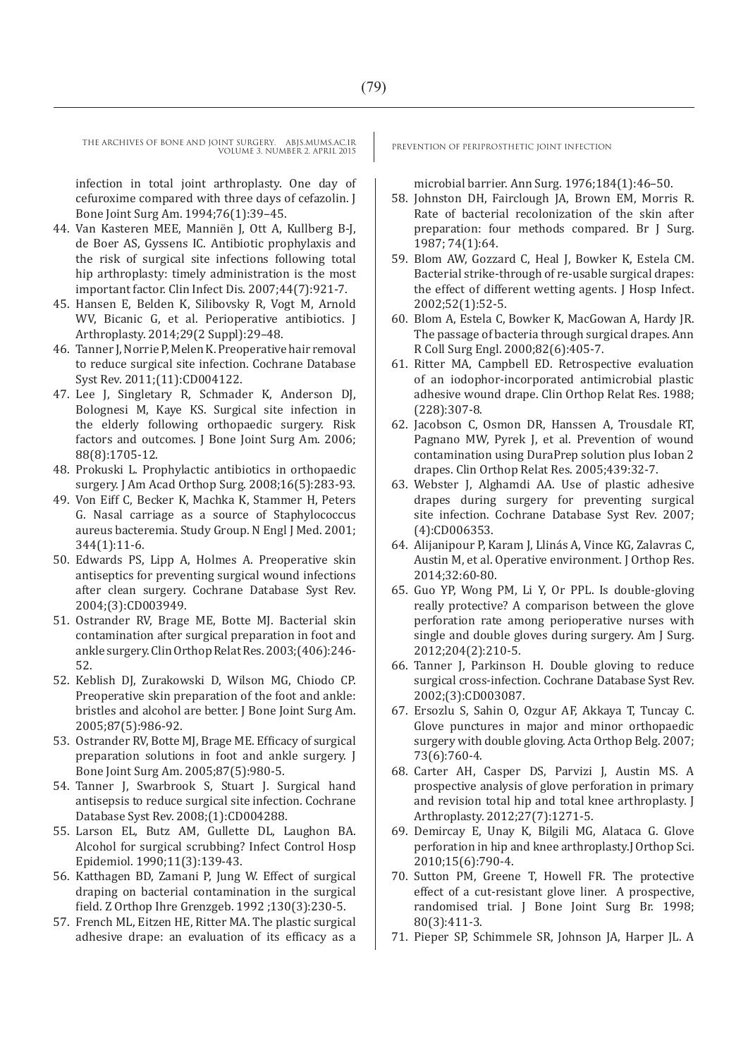infection in total joint arthroplasty. One day of cefuroxime compared with three days of cefazolin. J Bone Joint Surg Am. 1994;76(1):39–45.

44. Van Kasteren MEE, Manniën J, Ott A, Kullberg B-J, de Boer AS, Gyssens IC. Antibiotic prophylaxis and the risk of surgical site infections following total hip arthroplasty: timely administration is the most important factor. Clin Infect Dis. 2007;44(7):921-7.
45. Hansen E, Belden K, Silibovsky R, Vogt M, Arnold WV, Bicanic G, et al. Perioperative antibiotics. J Arthroplasty. 2014;29(2 Suppl):29–48.
46. Tanner J, Norrie P, Melen K. Preoperative hair removal to reduce surgical site infection. Cochrane Database Syst Rev. 2011;(11):CD004122.
47. Lee J, Singletary R, Schmader K, Anderson DJ, Bolognesi M, Kaye KS. Surgical site infection in the elderly following orthopaedic surgery. Risk factors and outcomes. J Bone Joint Surg Am. 2006; 88(8):1705-12.
48. Prokuski L. Prophylactic antibiotics in orthopaedic surgery. J Am Acad Orthop Surg. 2008;16(5):283-93.
49. Von Eiff C, Becker K, Machka K, Stammer H, Peters G. Nasal carriage as a source of Staphylococcus aureus bacteremia. Study Group. N Engl J Med. 2001; 344(1):11-6.
50. Edwards PS, Lipp A, Holmes A. Preoperative skin antiseptics for preventing surgical wound infections after clean surgery. Cochrane Database Syst Rev. 2004;(3):CD003949.
51. Ostrander RV, Brage ME, Botte MJ. Bacterial skin contamination after surgical preparation in foot and ankle surgery. Clin Orthop Relat Res. 2003;(406):246-52.
52. Keblish DJ, Zurakowski D, Wilson MG, Chiodo CP. Preoperative skin preparation of the foot and ankle: bristles and alcohol are better. J Bone Joint Surg Am. 2005;87(5):986-92.
53. Ostrander RV, Botte MJ, Brage ME. Efficacy of surgical preparation solutions in foot and ankle surgery. J Bone Joint Surg Am. 2005;87(5):980-5.
54. Tanner J, Swarbrook S, Stuart J. Surgical hand antisepsis to reduce surgical site infection. Cochrane Database Syst Rev. 2008;(1):CD004288.
55. Larson EL, Butz AM, Gullette DL, Laughon BA. Alcohol for surgical scrubbing? Infect Control Hosp Epidemiol. 1990;11(3):139-43.
56. Katthagen BD, Zamani P, Jung W. Effect of surgical draping on bacterial contamination in the surgical field. Z Orthop Ihre Grenzgeb. 1992 ;130(3):230-5.
57. French ML, Eitzen HE, Ritter MA. The plastic surgical adhesive drape: an evaluation of its efficacy as a microbial barrier. Ann Surg. 1976;184(1):46–50.
58. Johnston DH, Fairclough JA, Brown EM, Morris R. Rate of bacterial recolonization of the skin after preparation: four methods compared. Br J Surg. 1987; 74(1):64.
59. Blom AW, Gozzard C, Heal J, Bowker K, Estela CM. Bacterial strike-through of re-usable surgical drapes: the effect of different wetting agents. J Hosp Infect. 2002;52(1):52-5.
60. Blom A, Estela C, Bowker K, MacGowan A, Hardy JR. The passage of bacteria through surgical drapes. Ann R Coll Surg Engl. 2000;82(6):405-7.
61. Ritter MA, Campbell ED. Retrospective evaluation of an iodophor-incorporated antimicrobial plastic adhesive wound drape. Clin Orthop Relat Res. 1988; (228):307-8.
62. Jacobson C, Osmon DR, Hanssen A, Trousdale RT, Pagnano MW, Pyrek J, et al. Prevention of wound contamination using DuraPrep solution plus Ioban 2 drapes. Clin Orthop Relat Res. 2005;439:32-7.
63. Webster J, Alghamdi AA. Use of plastic adhesive drapes during surgery for preventing surgical site infection. Cochrane Database Syst Rev. 2007; (4):CD006353.
64. Alijanipour P, Karam J, Llinás A, Vince KG, Zalavras C, Austin M, et al. Operative environment. J Orthop Res. 2014;32:60-80.
65. Guo YP, Wong PM, Li Y, Or PPL. Is double-gloving really protective? A comparison between the glove perforation rate among perioperative nurses with single and double gloves during surgery. Am J Surg. 2012;204(2):210-5.
66. Tanner J, Parkinson H. Double gloving to reduce surgical cross-infection. Cochrane Database Syst Rev. 2002;(3):CD003087.
67. Ersozlu S, Sahin O, Ozgur AF, Akkaya T, Tuncay C. Glove punctures in major and minor orthopaedic surgery with double gloving. Acta Orthop Belg. 2007; 73(6):760-4.
68. Carter AH, Casper DS, Parvizi J, Austin MS. A prospective analysis of glove perforation in primary and revision total hip and total knee arthroplasty. J Arthroplasty. 2012;27(7):1271-5.
69. Demircay E, Unay K, Bilgili MG, Alataca G. Glove perforation in hip and knee arthroplasty.J Orthop Sci. 2010;15(6):790-4.
70. Sutton PM, Greene T, Howell FR. The protective effect of a cut-resistant glove liner. A prospective, randomised trial. J Bone Joint Surg Br. 1998; 80(3):411-3.
71. Pieper SP, Schimmele SR, Johnson JA, Harper JL. A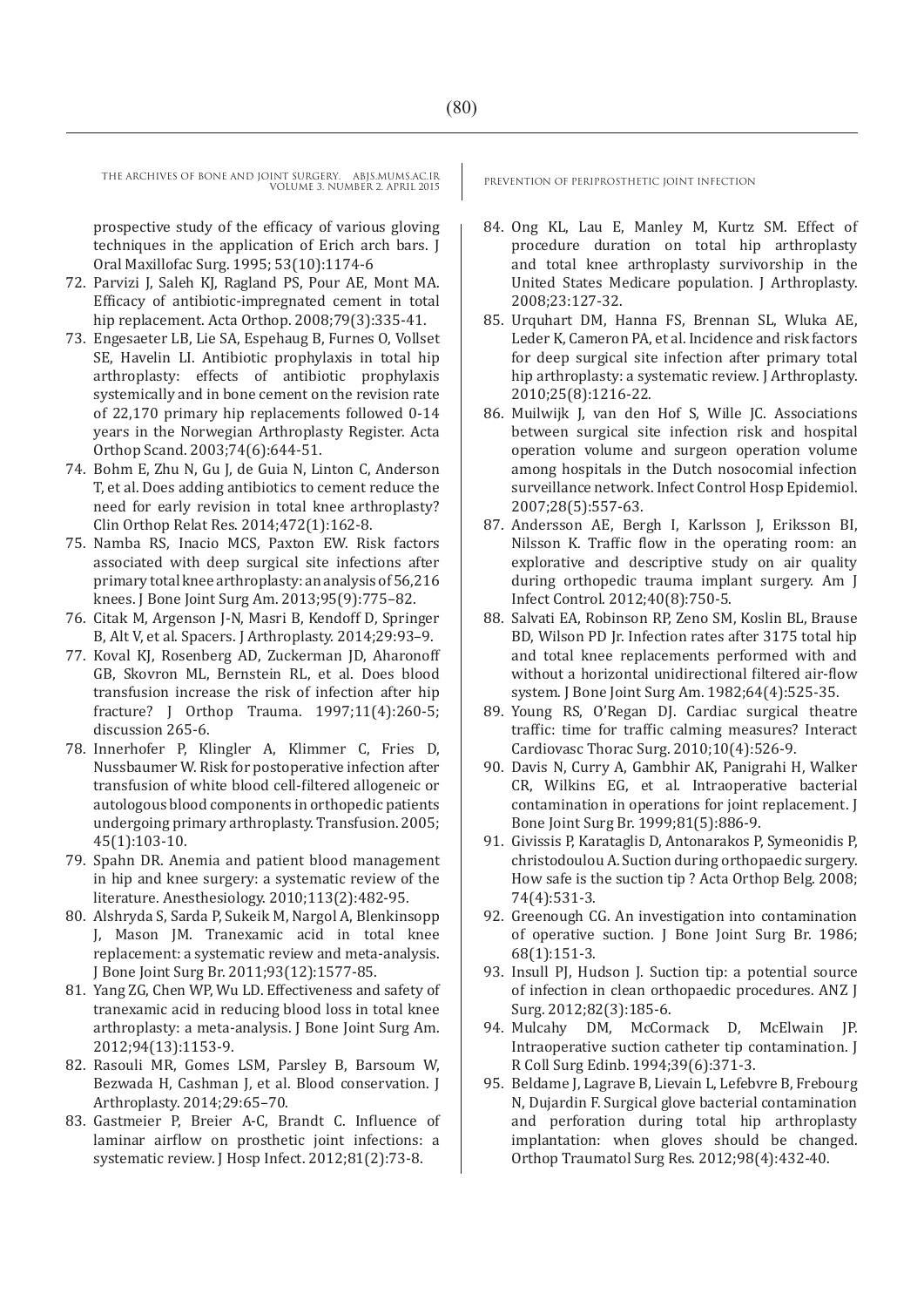prospective study of the efficacy of various gloving techniques in the application of Erich arch bars. J Oral Maxillofac Surg. 1995; 53(10):1174-6

72. Parvizi J, Saleh KJ, Ragland PS, Pour AE, Mont MA. Efficacy of antibiotic-impregnated cement in total hip replacement. Acta Orthop. 2008;79(3):335-41.
73. Engesaeter LB, Lie SA, Espehaug B, Furnes O, Vollset SE, Havelin LI. Antibiotic prophylaxis in total hip arthroplasty: effects of antibiotic prophylaxis systemically and in bone cement on the revision rate of 22,170 primary hip replacements followed 0-14 years in the Norwegian Arthroplasty Register. Acta Orthop Scand. 2003;74(6):644-51.
74. Bohm E, Zhu N, Gu J, de Guia N, Linton C, Anderson T, et al. Does adding antibiotics to cement reduce the need for early revision in total knee arthroplasty? Clin Orthop Relat Res. 2014;472(1):162-8.
75. Namba RS, Inacio MCS, Paxton EW. Risk factors associated with deep surgical site infections after primary total knee arthroplasty: an analysis of 56,216 knees. J Bone Joint Surg Am. 2013;95(9):775–82.
76. Citak M, Argenson J-N, Masri B, Kendoff D, Springer B, Alt V, et al. Spacers. J Arthroplasty. 2014;29:93–9.
77. Koval KJ, Rosenberg AD, Zuckerman JD, Aharonoff GB, Skovron ML, Bernstein RL, et al. Does blood transfusion increase the risk of infection after hip fracture? J Orthop Trauma. 1997;11(4):260-5; discussion 265-6.
78. Innerhofer P, Klingler A, Klimmer C, Fries D, Nussbaumer W. Risk for postoperative infection after transfusion of white blood cell-filtered allogeneic or autologous blood components in orthopedic patients undergoing primary arthroplasty. Transfusion. 2005; 45(1):103-10.
79. Spahn DR. Anemia and patient blood management in hip and knee surgery: a systematic review of the literature. Anesthesiology. 2010;113(2):482-95.
80. Alshryda S, Sarda P, Sukeik M, Nargol A, Blenkinsopp J, Mason JM. Tranexamic acid in total knee replacement: a systematic review and meta-analysis. J Bone Joint Surg Br. 2011;93(12):1577-85.
81. Yang ZG, Chen WP, Wu LD. Effectiveness and safety of tranexamic acid in reducing blood loss in total knee arthroplasty: a meta-analysis. J Bone Joint Surg Am. 2012;94(13):1153-9.
82. Rasouli MR, Gomes LSM, Parsley B, Barsoum W, Bezwada H, Cashman J, et al. Blood conservation. J Arthroplasty. 2014;29:65–70.
83. Gastmeier P, Breier A-C, Brandt C. Influence of laminar airflow on prosthetic joint infections: a systematic review. J Hosp Infect. 2012;81(2):73-8.
84. Ong KL, Lau E, Manley M, Kurtz SM. Effect of procedure duration on total hip arthroplasty and total knee arthroplasty survivorship in the United States Medicare population. J Arthroplasty. 2008;23:127-32.
85. Urquhart DM, Hanna FS, Brennan SL, Wluka AE, Leder K, Cameron PA, et al. Incidence and risk factors for deep surgical site infection after primary total hip arthroplasty: a systematic review. J Arthroplasty. 2010;25(8):1216-22.
86. Muilwijk J, van den Hof S, Wille JC. Associations between surgical site infection risk and hospital operation volume and surgeon operation volume among hospitals in the Dutch nosocomial infection surveillance network. Infect Control Hosp Epidemiol. 2007;28(5):557-63.
87. Andersson AE, Bergh I, Karlsson J, Eriksson BI, Nilsson K. Traffic flow in the operating room: an explorative and descriptive study on air quality during orthopedic trauma implant surgery. Am J Infect Control. 2012;40(8):750-5.
88. Salvati EA, Robinson RP, Zeno SM, Koslin BL, Brause BD, Wilson PD Jr. Infection rates after 3175 total hip and total knee replacements performed with and without a horizontal unidirectional filtered air-flow system. J Bone Joint Surg Am. 1982;64(4):525-35.
89. Young RS, O'Regan DJ. Cardiac surgical theatre traffic: time for traffic calming measures? Interact Cardiovasc Thorac Surg. 2010;10(4):526-9.
90. Davis N, Curry A, Gambhir AK, Panigrahi H, Walker CR, Wilkins EG, et al. Intraoperative bacterial contamination in operations for joint replacement. J Bone Joint Surg Br. 1999;81(5):886-9.
91. Givissis P, Karataglis D, Antonarakos P, Symeonidis P, christodoulou A. Suction during orthopaedic surgery. How safe is the suction tip ? Acta Orthop Belg. 2008; 74(4):531-3.
92. Greenough CG. An investigation into contamination of operative suction. J Bone Joint Surg Br. 1986; 68(1):151-3.
93. Insull PJ, Hudson J. Suction tip: a potential source of infection in clean orthopaedic procedures. ANZ J Surg. 2012;82(3):185-6.
94. Mulcahy DM, McCormack D, McElwain JP. Intraoperative suction catheter tip contamination. J R Coll Surg Edinb. 1994;39(6):371-3.
95. Beldame J, Lagrave B, Lievain L, Lefebvre B, Frebourg N, Dujardin F. Surgical glove bacterial contamination and perforation during total hip arthroplasty implantation: when gloves should be changed. Orthop Traumatol Surg Res. 2012;98(4):432-40.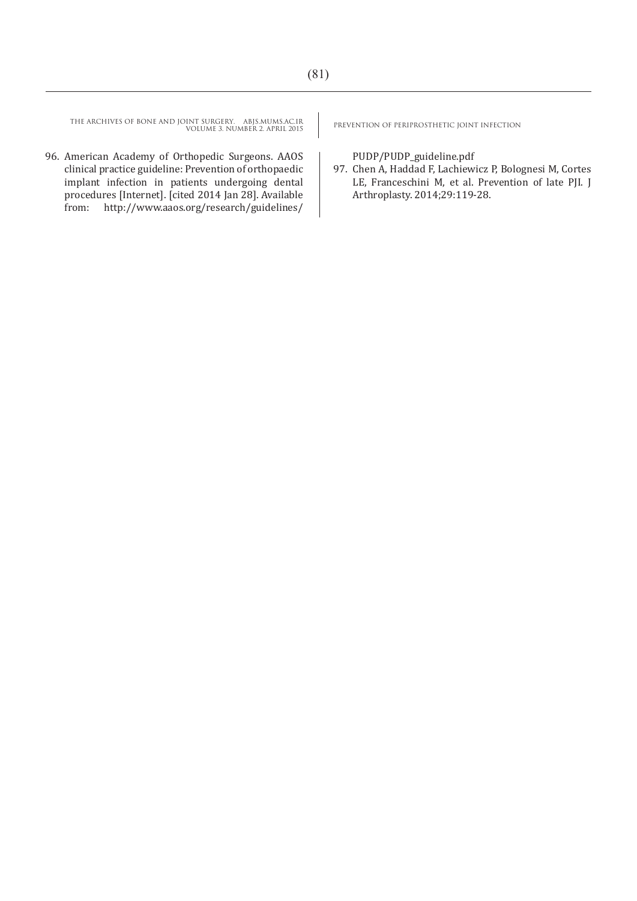96. American Academy of Orthopedic Surgeons. AAOS clinical practice guideline: Prevention of orthopaedic implant infection in patients undergoing dental procedures [Internet]. [cited 2014 Jan 28]. Available from: http://www.aaos.org/research/guidelines/PUDP/PUDP_guideline.pdf
97. Chen A, Haddad F, Lachiewicz P, Bolognesi M, Cortes LE, Franceschini M, et al. Prevention of late PJI. J Arthroplasty. 2014;29:119-28.